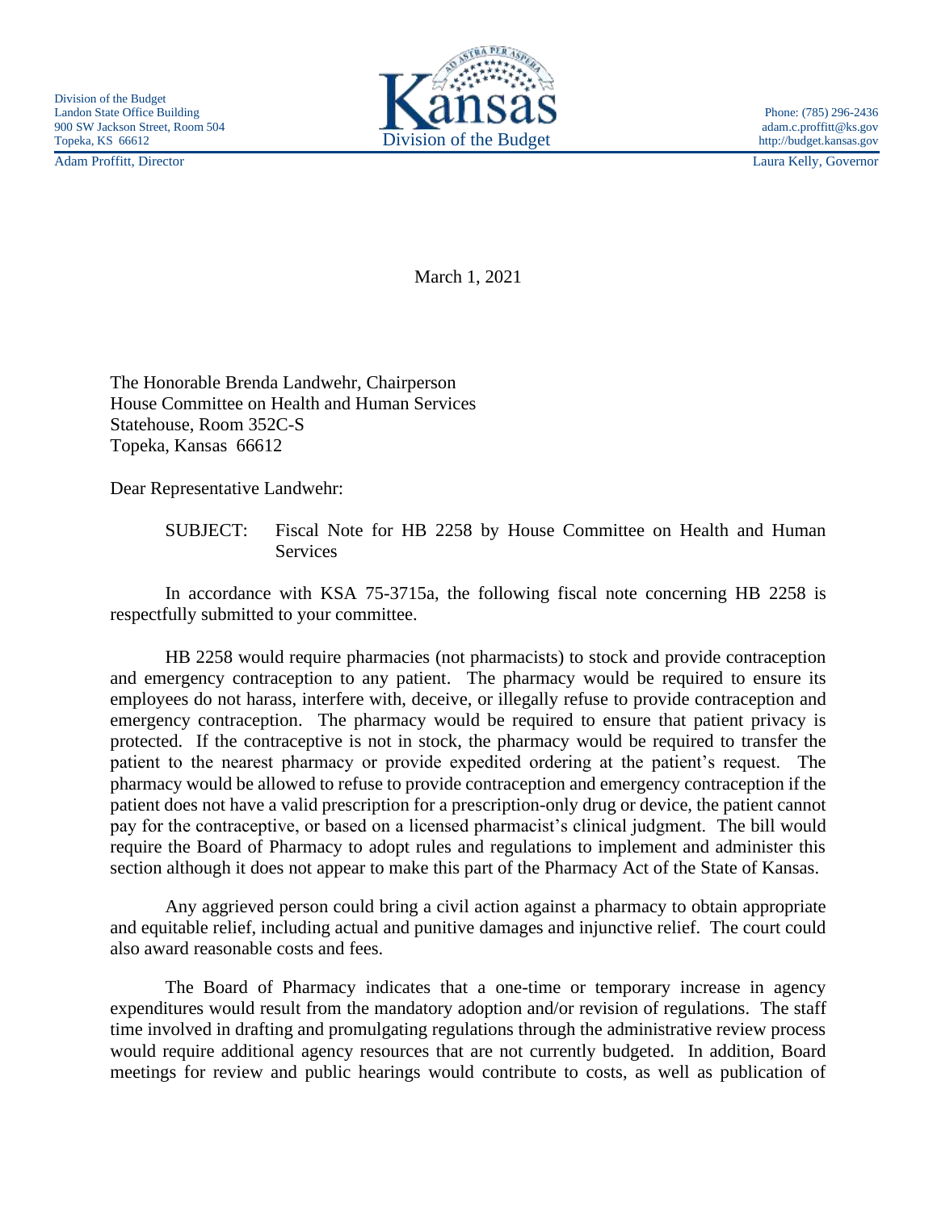Division of the Budget
Landon State Office Building
900 SW Jackson Street, Room 504
Topeka, KS 66612

Kansas
Division of the Budget

Phone: (785) 296-2436
adam.c.proffitt@ks.gov
http://budget.kansas.gov

Adam Proffitt, Director

Laura Kelly, Governor

March 1, 2021

The Honorable Brenda Landwehr, Chairperson
House Committee on Health and Human Services
Statehouse, Room 352C-S
Topeka, Kansas 66612

Dear Representative Landwehr:

SUBJECT: Fiscal Note for HB 2258 by House Committee on Health and Human Services

In accordance with KSA 75-3715a, the following fiscal note concerning HB 2258 is respectfully submitted to your committee.

HB 2258 would require pharmacies (not pharmacists) to stock and provide contraception and emergency contraception to any patient. The pharmacy would be required to ensure its employees do not harass, interfere with, deceive, or illegally refuse to provide contraception and emergency contraception. The pharmacy would be required to ensure that patient privacy is protected. If the contraceptive is not in stock, the pharmacy would be required to transfer the patient to the nearest pharmacy or provide expedited ordering at the patient's request. The pharmacy would be allowed to refuse to provide contraception and emergency contraception if the patient does not have a valid prescription for a prescription-only drug or device, the patient cannot pay for the contraceptive, or based on a licensed pharmacist's clinical judgment. The bill would require the Board of Pharmacy to adopt rules and regulations to implement and administer this section although it does not appear to make this part of the Pharmacy Act of the State of Kansas.

Any aggrieved person could bring a civil action against a pharmacy to obtain appropriate and equitable relief, including actual and punitive damages and injunctive relief. The court could also award reasonable costs and fees.

The Board of Pharmacy indicates that a one-time or temporary increase in agency expenditures would result from the mandatory adoption and/or revision of regulations. The staff time involved in drafting and promulgating regulations through the administrative review process would require additional agency resources that are not currently budgeted. In addition, Board meetings for review and public hearings would contribute to costs, as well as publication of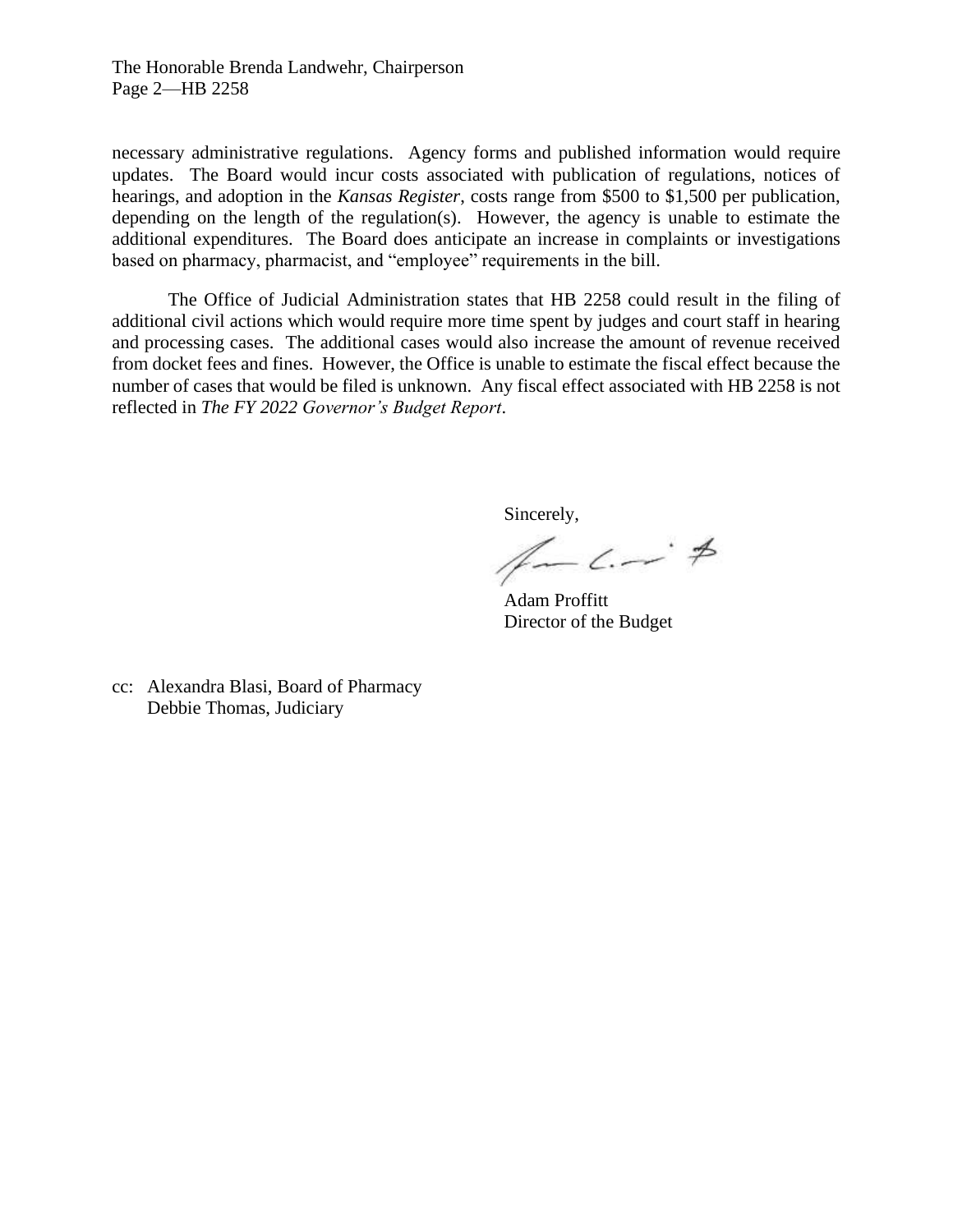necessary administrative regulations. Agency forms and published information would require updates. The Board would incur costs associated with publication of regulations, notices of hearings, and adoption in the *Kansas Register*, costs range from $500 to $1,500 per publication, depending on the length of the regulation(s). However, the agency is unable to estimate the additional expenditures. The Board does anticipate an increase in complaints or investigations based on pharmacy, pharmacist, and "employee" requirements in the bill.

The Office of Judicial Administration states that HB 2258 could result in the filing of additional civil actions which would require more time spent by judges and court staff in hearing and processing cases. The additional cases would also increase the amount of revenue received from docket fees and fines. However, the Office is unable to estimate the fiscal effect because the number of cases that would be filed is unknown. Any fiscal effect associated with HB 2258 is not reflected in *The FY 2022 Governor's Budget Report*.

Sincerely,

Adam Proffitt
Director of the Budget

cc: Alexandra Blasi, Board of Pharmacy
Debbie Thomas, Judiciary